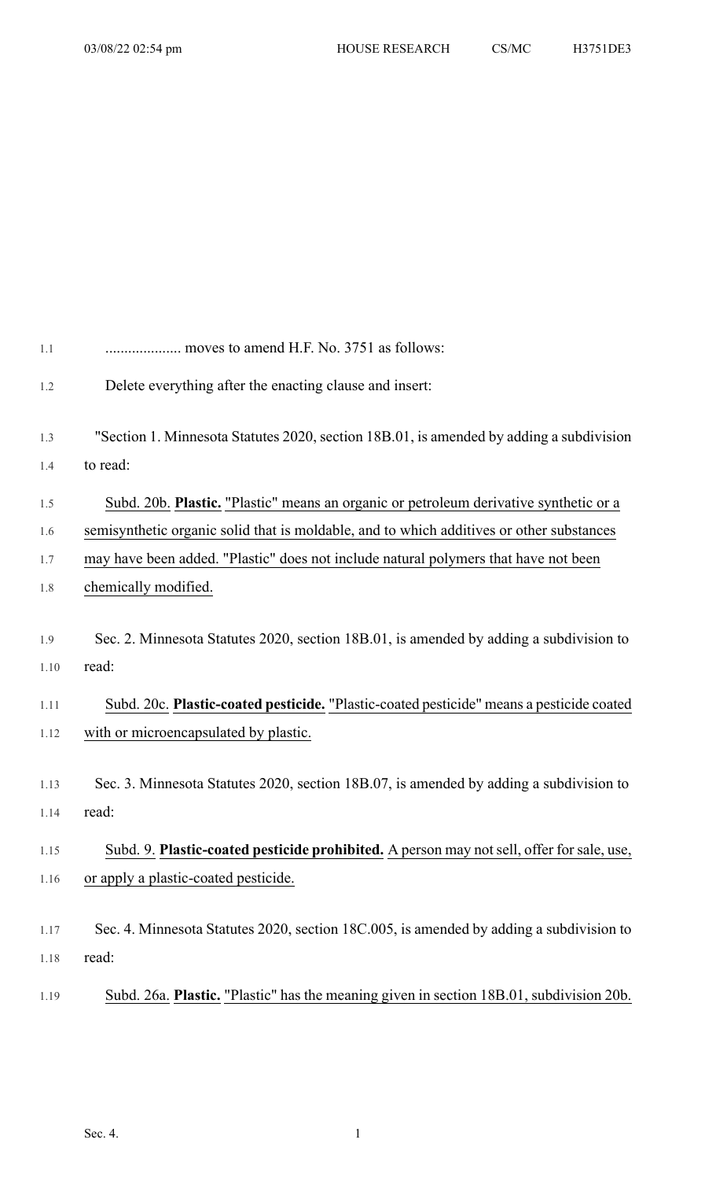.................... moves to amend H.F. No. 3751 as follows:

Delete everything after the enacting clause and insert:

"Section 1. Minnesota Statutes 2020, section 18B.01, is amended by adding a subdivision to read:

Subd. 20b. **Plastic.** "Plastic" means an organic or petroleum derivative synthetic or a semisynthetic organic solid that is moldable, and to which additives or other substances may have been added. "Plastic" does not include natural polymers that have not been chemically modified.

Sec. 2. Minnesota Statutes 2020, section 18B.01, is amended by adding a subdivision to read:

Subd. 20c. **Plastic-coated pesticide.** "Plastic-coated pesticide" means a pesticide coated with or microencapsulated by plastic.

Sec. 3. Minnesota Statutes 2020, section 18B.07, is amended by adding a subdivision to read:

Subd. 9. **Plastic-coated pesticide prohibited.** A person may not sell, offer for sale, use, or apply a plastic-coated pesticide.

Sec. 4. Minnesota Statutes 2020, section 18C.005, is amended by adding a subdivision to read:

Subd. 26a. **Plastic.** "Plastic" has the meaning given in section 18B.01, subdivision 20b.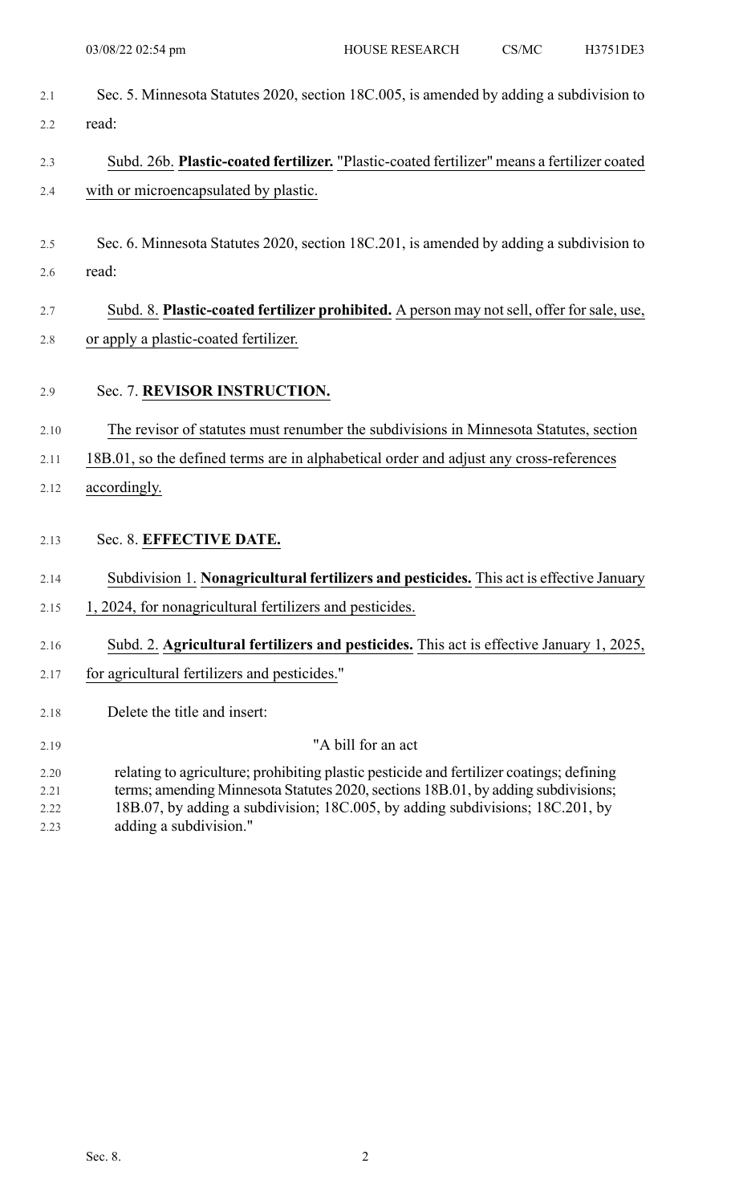Sec. 5. Minnesota Statutes 2020, section 18C.005, is amended by adding a subdivision to read:

Subd. 26b. **Plastic-coated fertilizer.** "Plastic-coated fertilizer" means a fertilizer coated with or microencapsulated by plastic.

Sec. 6. Minnesota Statutes 2020, section 18C.201, is amended by adding a subdivision to read:

Subd. 8. **Plastic-coated fertilizer prohibited.** A person may not sell, offer for sale, use, or apply a plastic-coated fertilizer.

Sec. 7. **REVISOR INSTRUCTION.**

The revisor of statutes must renumber the subdivisions in Minnesota Statutes, section 18B.01, so the defined terms are in alphabetical order and adjust any cross-references accordingly.

Sec. 8. **EFFECTIVE DATE.**

Subdivision 1. **Nonagricultural fertilizers and pesticides.** This act is effective January 1, 2024, for nonagricultural fertilizers and pesticides.

Subd. 2. **Agricultural fertilizers and pesticides.** This act is effective January 1, 2025, for agricultural fertilizers and pesticides."

Delete the title and insert:

"A bill for an act

relating to agriculture; prohibiting plastic pesticide and fertilizer coatings; defining terms; amending Minnesota Statutes 2020, sections 18B.01, by adding subdivisions; 18B.07, by adding a subdivision; 18C.005, by adding subdivisions; 18C.201, by adding a subdivision."